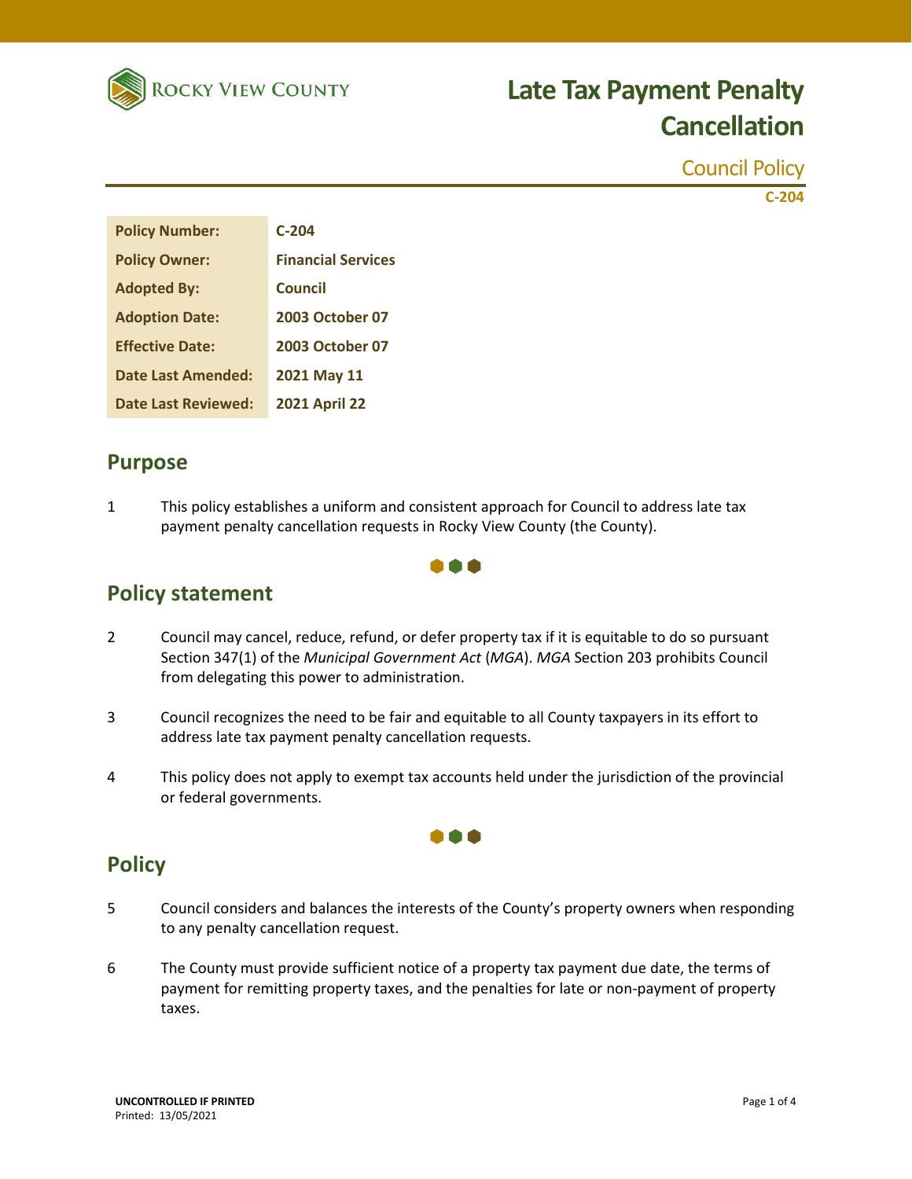Rocky View County

# Late Tax Payment Penalty Cancellation

Council Policy

C-204

| Policy Number: | C-204 |
|---|---|
| Policy Owner: | Financial Services |
| Adopted By: | Council |
| Adoption Date: | 2003 October 07 |
| Effective Date: | 2003 October 07 |
| Date Last Amended: | 2021 May 11 |
| Date Last Reviewed: | 2021 April 22 |

## Purpose

1 This policy establishes a uniform and consistent approach for Council to address late tax payment penalty cancellation requests in Rocky View County (the County).

## Policy statement

2 Council may cancel, reduce, refund, or defer property tax if it is equitable to do so pursuant Section 347(1) of the *Municipal Government Act* (*MGA*). *MGA* Section 203 prohibits Council from delegating this power to administration.

3 Council recognizes the need to be fair and equitable to all County taxpayers in its effort to address late tax payment penalty cancellation requests.

4 This policy does not apply to exempt tax accounts held under the jurisdiction of the provincial or federal governments.

## Policy

5 Council considers and balances the interests of the County's property owners when responding to any penalty cancellation request.

6 The County must provide sufficient notice of a property tax payment due date, the terms of payment for remitting property taxes, and the penalties for late or non-payment of property taxes.

UNCONTROLLED IF PRINTED
Printed: 13/05/2021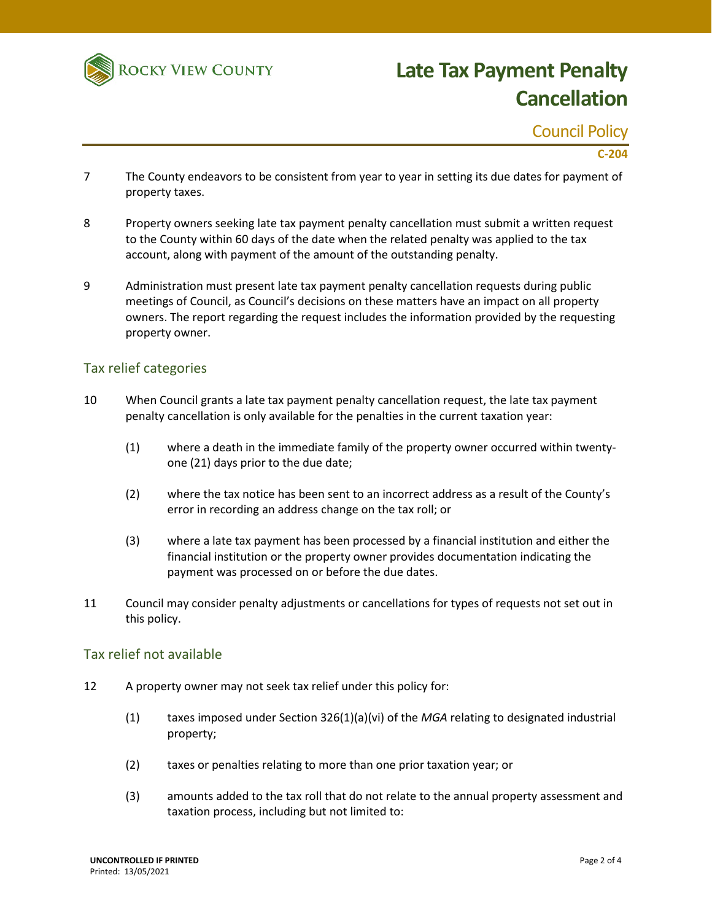7 The County endeavors to be consistent from year to year in setting its due dates for payment of property taxes.

8 Property owners seeking late tax payment penalty cancellation must submit a written request to the County within 60 days of the date when the related penalty was applied to the tax account, along with payment of the amount of the outstanding penalty.

9 Administration must present late tax payment penalty cancellation requests during public meetings of Council, as Council's decisions on these matters have an impact on all property owners. The report regarding the request includes the information provided by the requesting property owner.

## Tax relief categories

10 When Council grants a late tax payment penalty cancellation request, the late tax payment penalty cancellation is only available for the penalties in the current taxation year:

- (1) where a death in the immediate family of the property owner occurred within twenty-one (21) days prior to the due date;
- (2) where the tax notice has been sent to an incorrect address as a result of the County's error in recording an address change on the tax roll; or
- (3) where a late tax payment has been processed by a financial institution and either the financial institution or the property owner provides documentation indicating the payment was processed on or before the due dates.

11 Council may consider penalty adjustments or cancellations for types of requests not set out in this policy.

## Tax relief not available

12 A property owner may not seek tax relief under this policy for:

- (1) taxes imposed under Section 326(1)(a)(vi) of the *MGA* relating to designated industrial property;
- (2) taxes or penalties relating to more than one prior taxation year; or
- (3) amounts added to the tax roll that do not relate to the annual property assessment and taxation process, including but not limited to: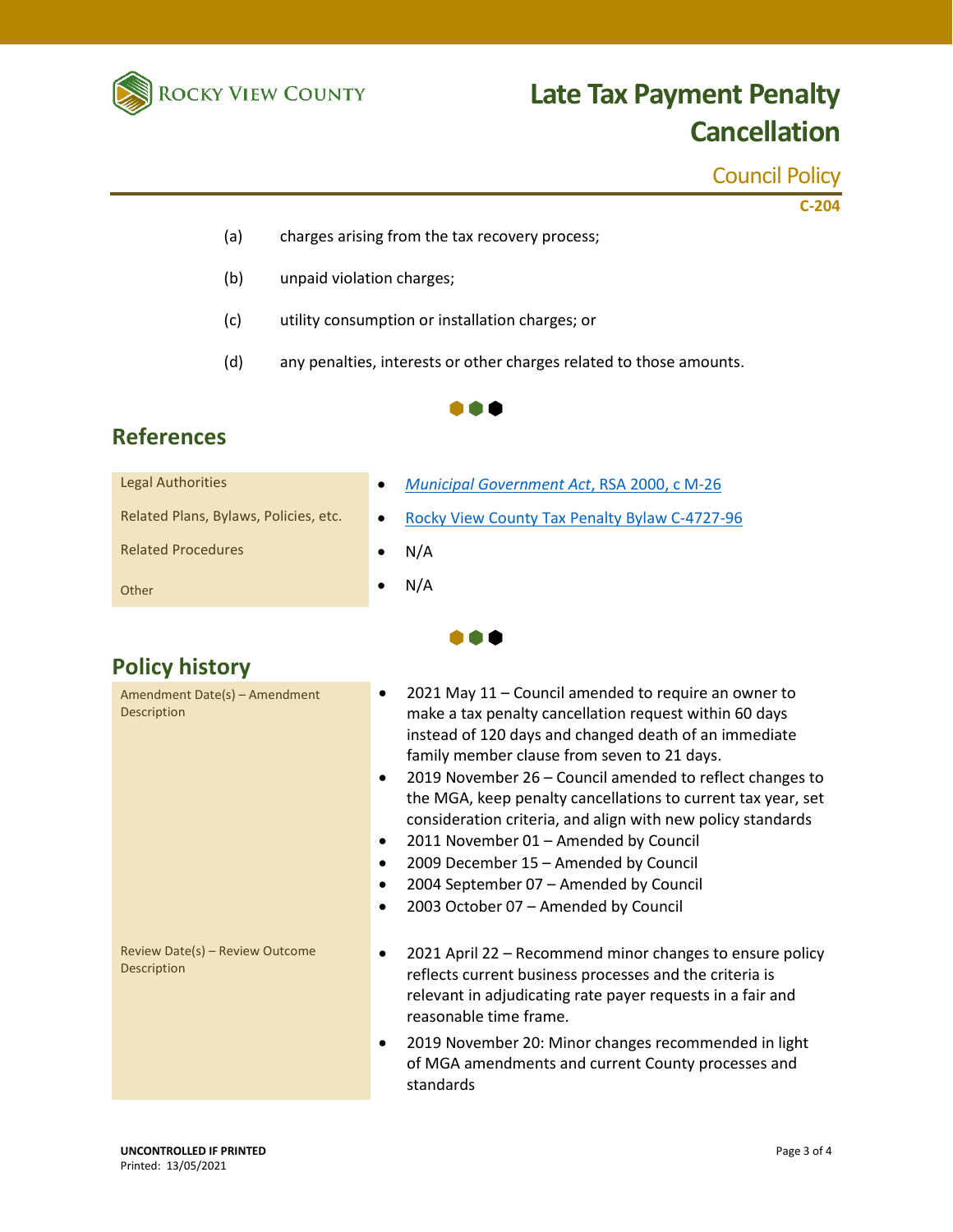(a) charges arising from the tax recovery process;

(b) unpaid violation charges;

(c) utility consumption or installation charges; or

(d) any penalties, interests or other charges related to those amounts.

## References

| | |
|---|---|
| Legal Authorities | • *Municipal Government Act*, RSA 2000, c M-26 |
| Related Plans, Bylaws, Policies, etc. | • Rocky View County Tax Penalty Bylaw C-4727-96 |
| Related Procedures | • N/A |
| Other | • N/A |

## Policy history

| | |
|---|---|
| Amendment Date(s) – Amendment Description | • 2021 May 11 – Council amended to require an owner to make a tax penalty cancellation request within 60 days instead of 120 days and changed death of an immediate family member clause from seven to 21 days.<br>• 2019 November 26 – Council amended to reflect changes to the MGA, keep penalty cancellations to current tax year, set consideration criteria, and align with new policy standards<br>• 2011 November 01 – Amended by Council<br>• 2009 December 15 – Amended by Council<br>• 2004 September 07 – Amended by Council<br>• 2003 October 07 – Amended by Council |
| Review Date(s) – Review Outcome Description | • 2021 April 22 – Recommend minor changes to ensure policy reflects current business processes and the criteria is relevant in adjudicating rate payer requests in a fair and reasonable time frame.<br>• 2019 November 20: Minor changes recommended in light of MGA amendments and current County processes and standards |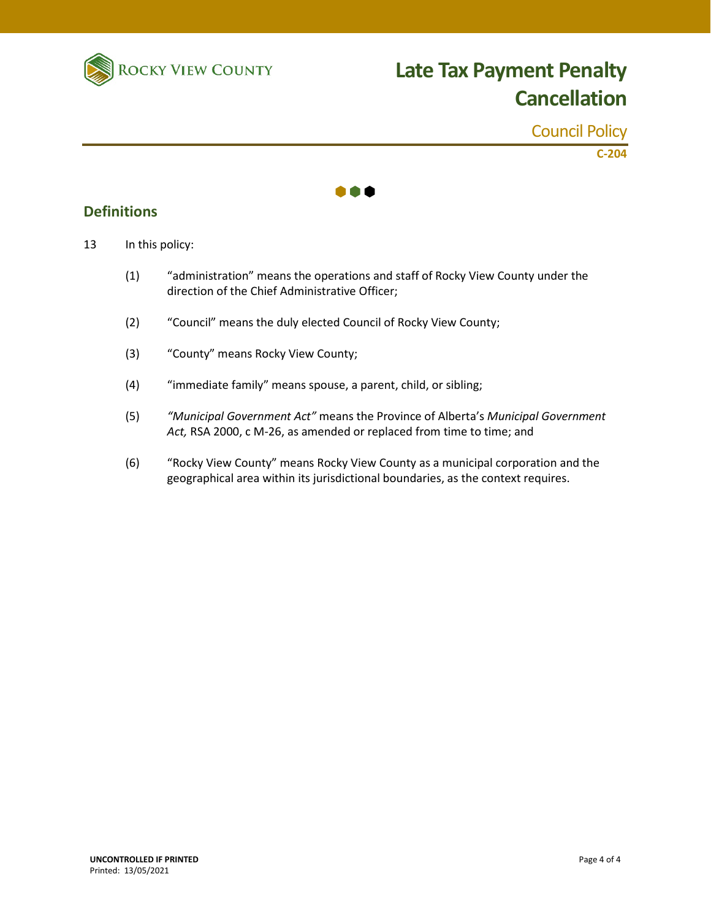## Definitions

13 In this policy:

(1) "administration" means the operations and staff of Rocky View County under the direction of the Chief Administrative Officer;

(2) "Council" means the duly elected Council of Rocky View County;

(3) "County" means Rocky View County;

(4) "immediate family" means spouse, a parent, child, or sibling;

(5) *"Municipal Government Act"* means the Province of Alberta's *Municipal Government Act,* RSA 2000, c M-26, as amended or replaced from time to time; and

(6) "Rocky View County" means Rocky View County as a municipal corporation and the geographical area within its jurisdictional boundaries, as the context requires.